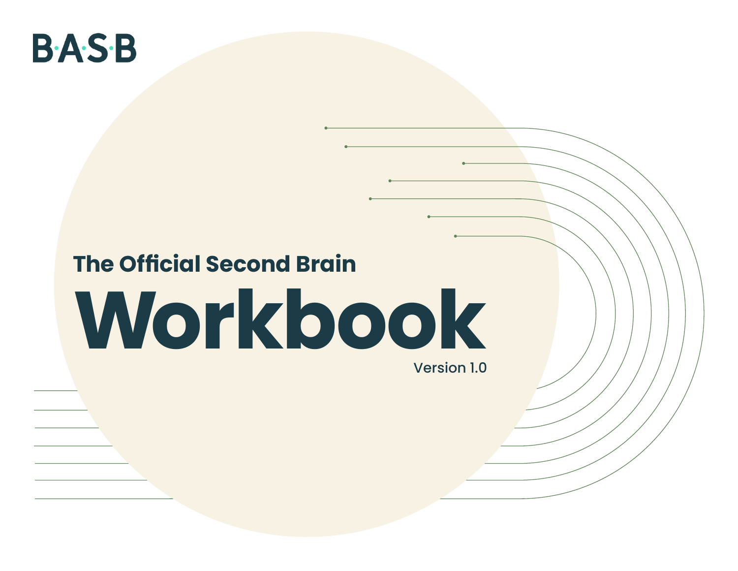B·A·S·B

## The Official Second Brain

# Workbook

Version 1.0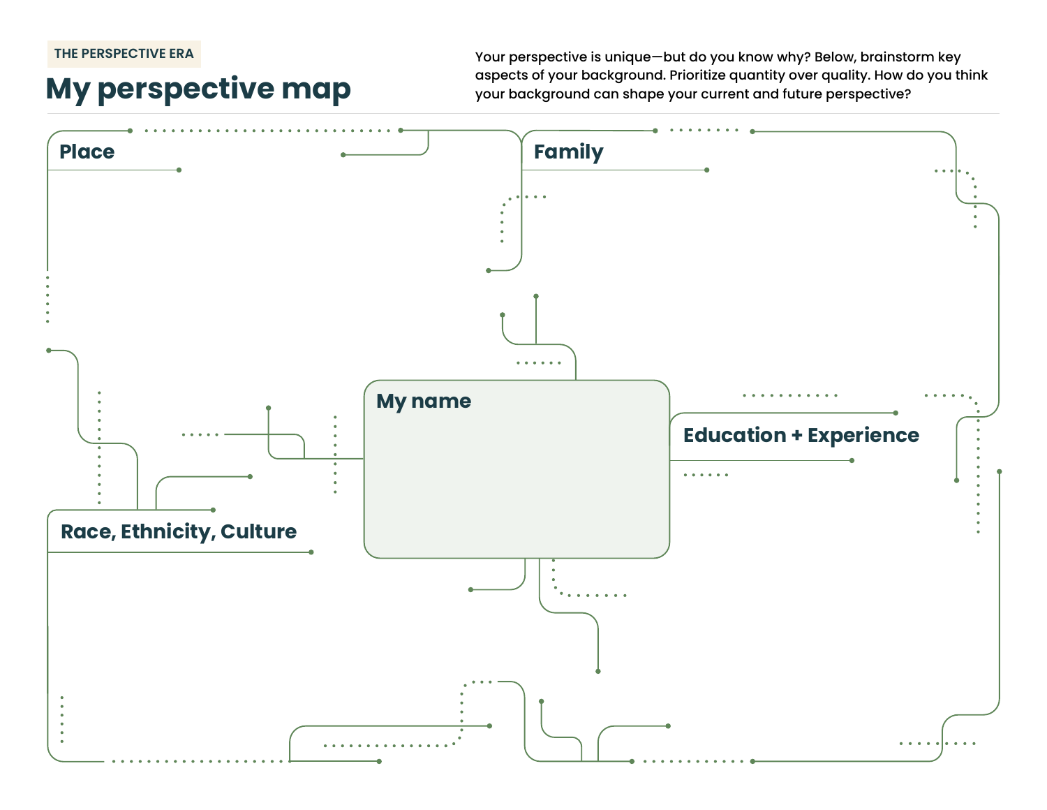THE PERSPECTIVE ERA

# My perspective map

Your perspective is unique—but do you know why? Below, brainstorm key aspects of your background. Prioritize quantity over quality. How do you think your background can shape your current and future perspective?

## Place

## Family

## My name

## Education + Experience

## Race, Ethnicity, Culture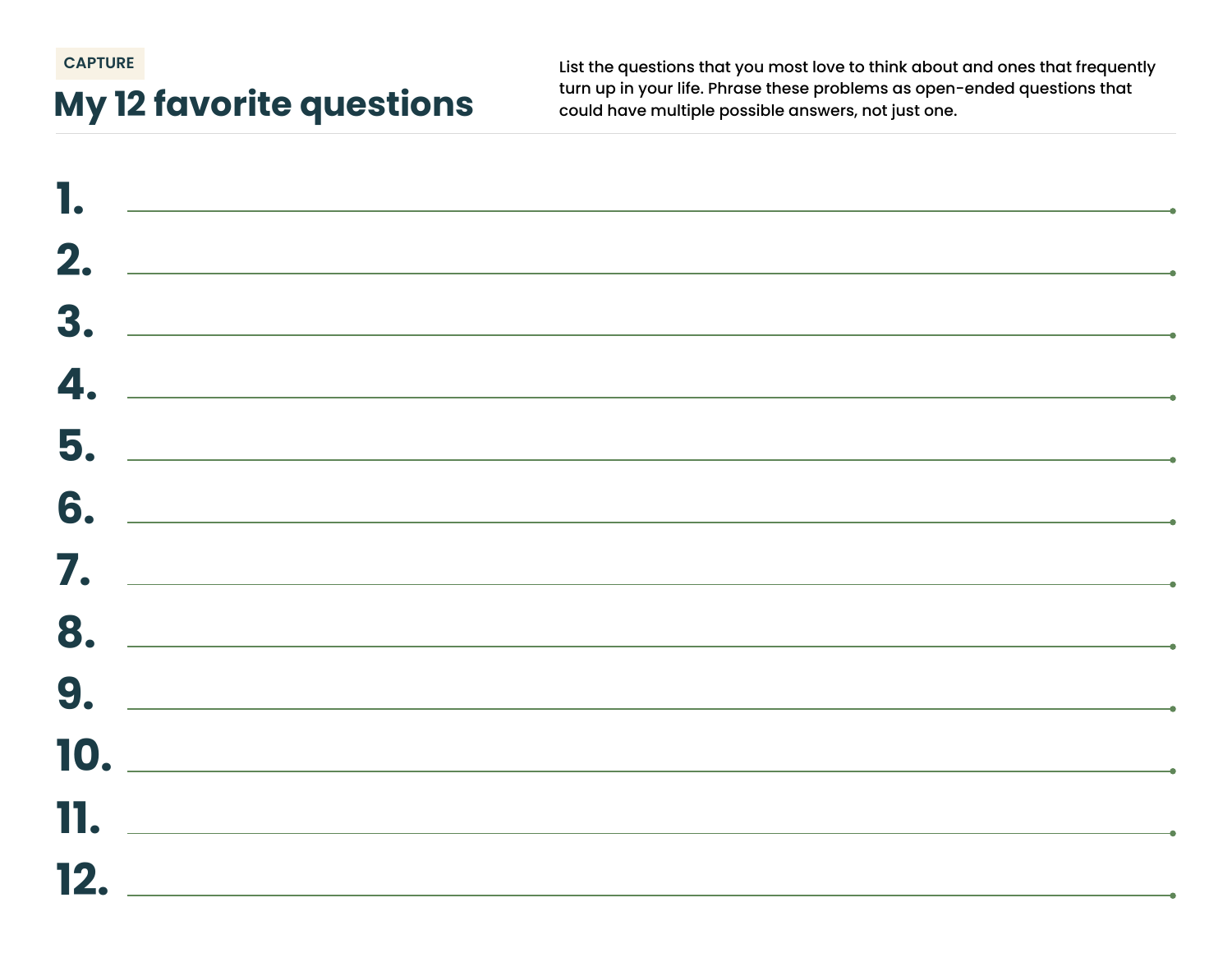CAPTURE

# My 12 favorite questions

List the questions that you most love to think about and ones that frequently turn up in your life. Phrase these problems as open-ended questions that could have multiple possible answers, not just one.

1. ______________________________
2. ______________________________
3. ______________________________
4. ______________________________
5. ______________________________
6. ______________________________
7. ______________________________
8. ______________________________
9. ______________________________
10. ______________________________
11. ______________________________
12. ______________________________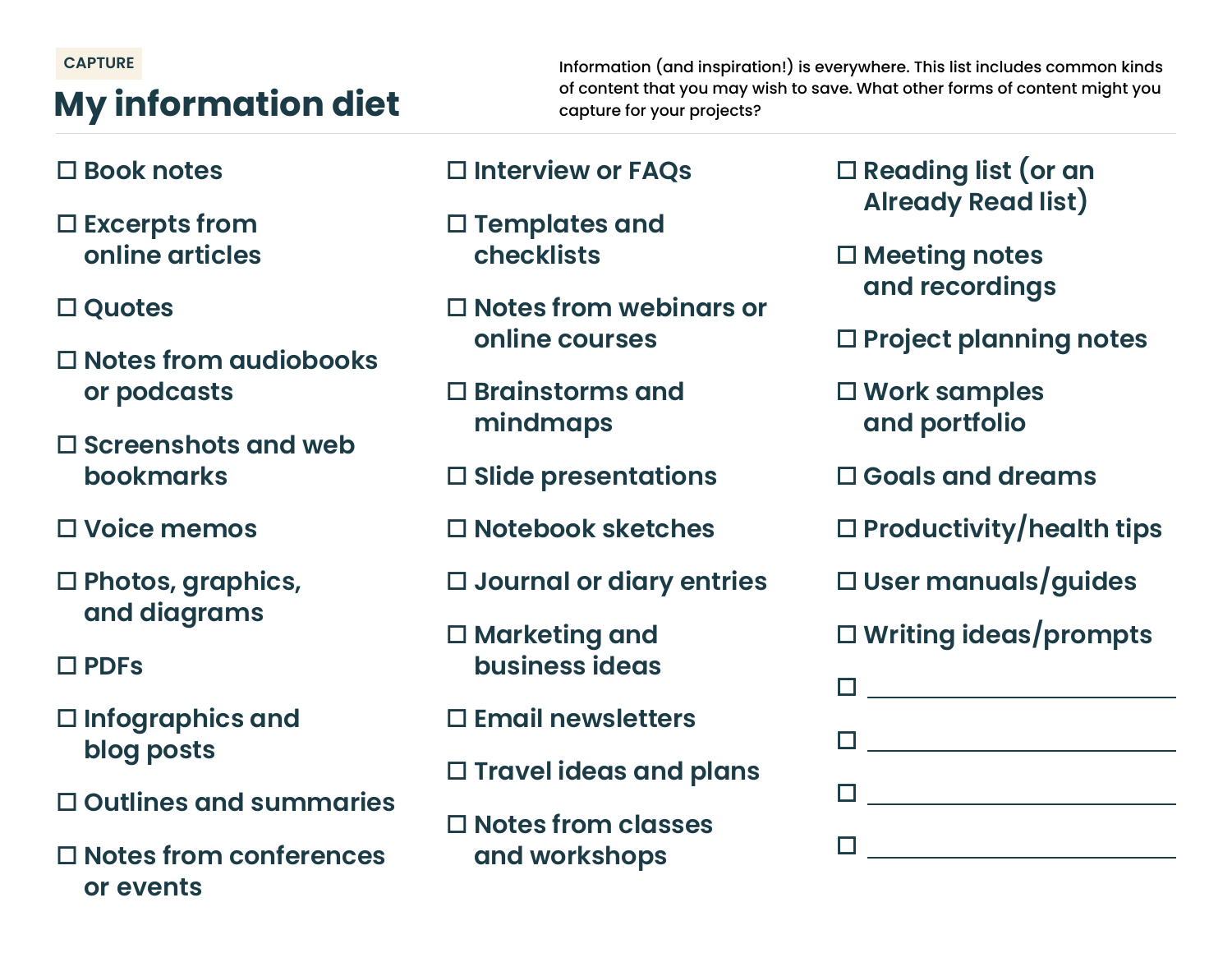CAPTURE

# My information diet

Information (and inspiration!) is everywhere. This list includes common kinds of content that you may wish to save. What other forms of content might you capture for your projects?

- ☐ Book notes
- ☐ Excerpts from online articles
- ☐ Quotes
- ☐ Notes from audiobooks or podcasts
- ☐ Screenshots and web bookmarks
- ☐ Voice memos
- ☐ Photos, graphics, and diagrams
- ☐ PDFs
- ☐ Infographics and blog posts
- ☐ Outlines and summaries
- ☐ Notes from conferences or events
- ☐ Interview or FAQs
- ☐ Templates and checklists
- ☐ Notes from webinars or online courses
- ☐ Brainstorms and mindmaps
- ☐ Slide presentations
- ☐ Notebook sketches
- ☐ Journal or diary entries
- ☐ Marketing and business ideas
- ☐ Email newsletters
- ☐ Travel ideas and plans
- ☐ Notes from classes and workshops
- ☐ Reading list (or an Already Read list)
- ☐ Meeting notes and recordings
- ☐ Project planning notes
- ☐ Work samples and portfolio
- ☐ Goals and dreams
- ☐ Productivity/health tips
- ☐ User manuals/guides
- ☐ Writing ideas/prompts
- ☐ ____________________
- ☐ ____________________
- ☐ ____________________
- ☐ ____________________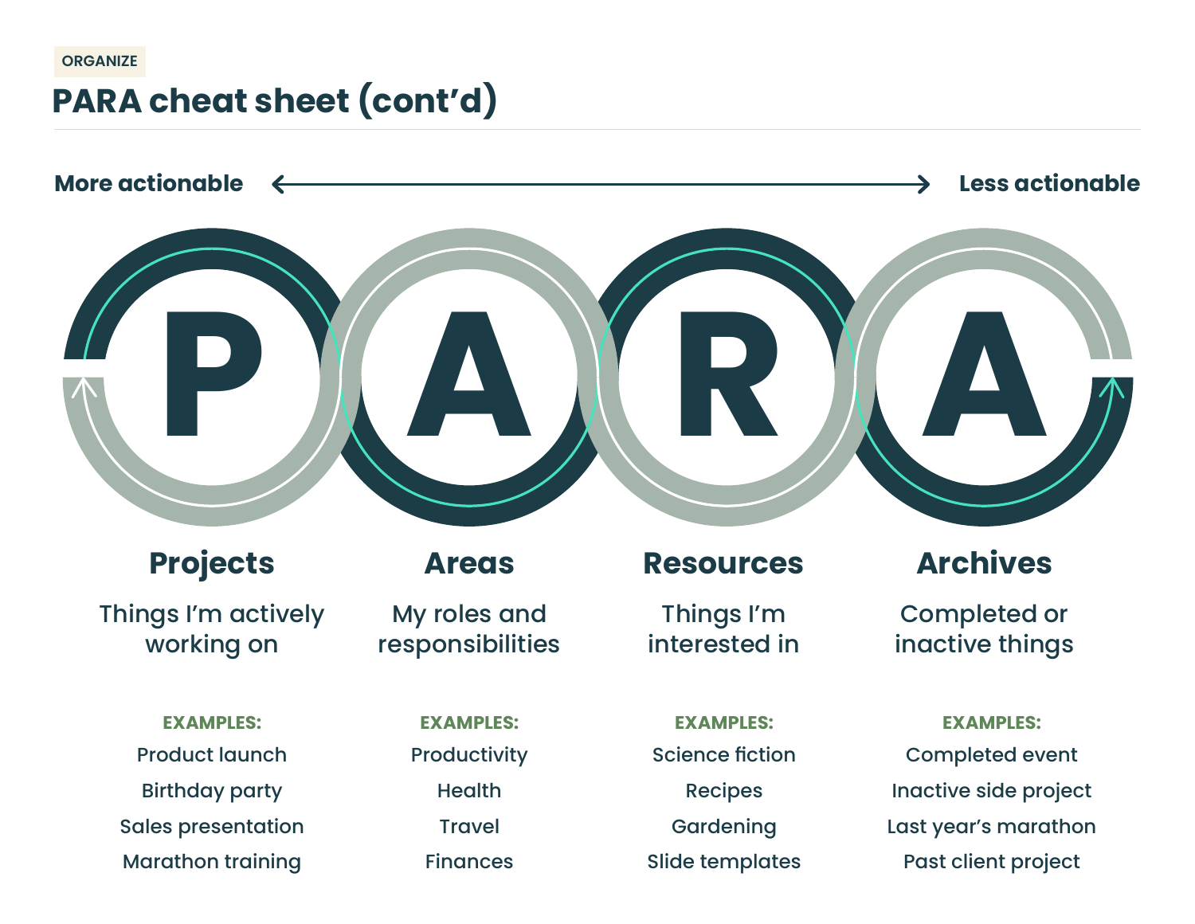ORGANIZE

# PARA cheat sheet (cont'd)

**More actionable** ⟷ **Less actionable**

P A R A

## Projects

Things I'm actively working on

**EXAMPLES:**

- Product launch
- Birthday party
- Sales presentation
- Marathon training

## Areas

My roles and responsibilities

**EXAMPLES:**

- Productivity
- Health
- Travel
- Finances

## Resources

Things I'm interested in

**EXAMPLES:**

- Science fiction
- Recipes
- Gardening
- Slide templates

## Archives

Completed or inactive things

**EXAMPLES:**

- Completed event
- Inactive side project
- Last year's marathon
- Past client project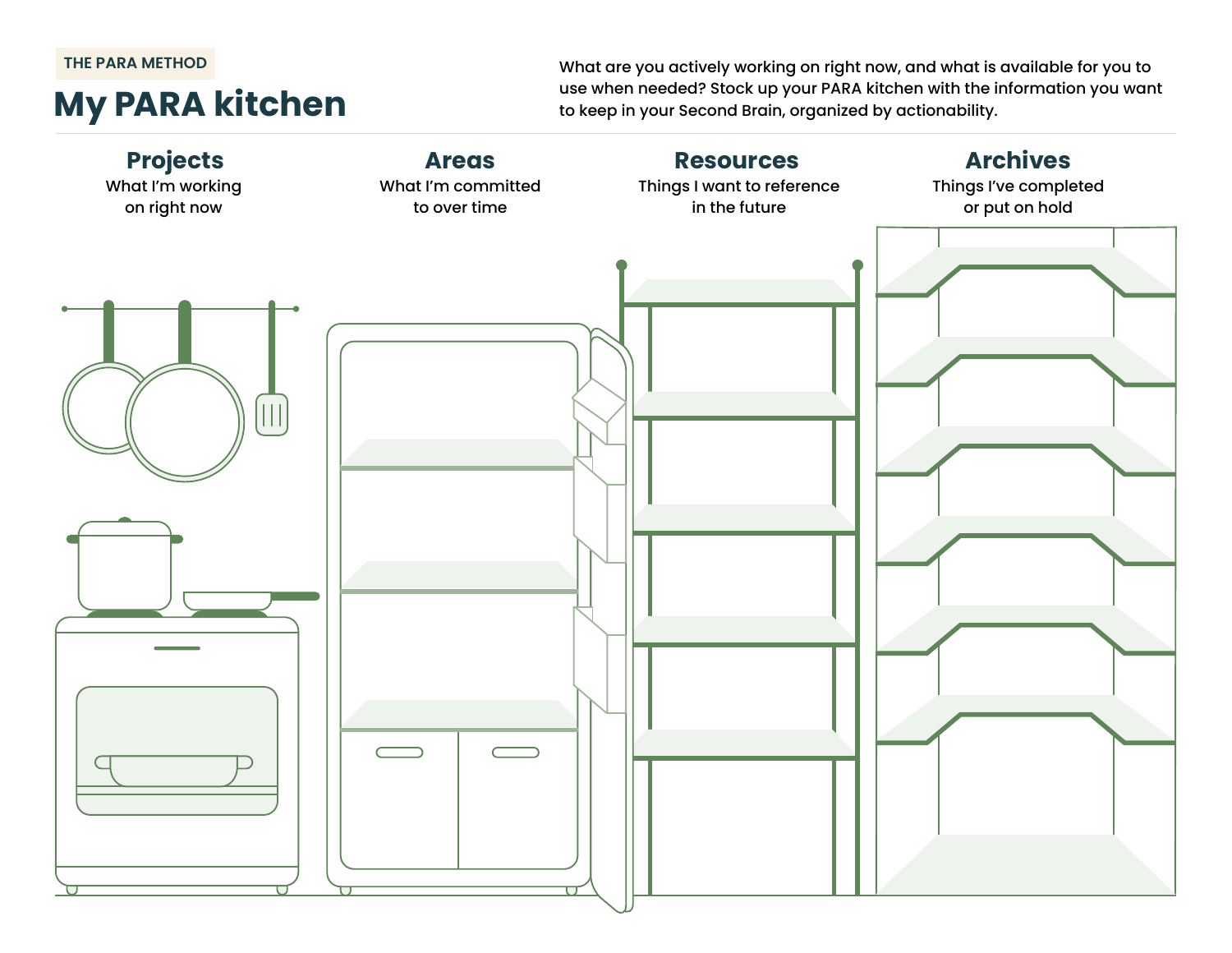THE PARA METHOD

# My PARA kitchen

What are you actively working on right now, and what is available for you to use when needed? Stock up your PARA kitchen with the information you want to keep in your Second Brain, organized by actionability.

## Projects
What I'm working on right now

## Areas
What I'm committed to over time

## Resources
Things I want to reference in the future

## Archives
Things I've completed or put on hold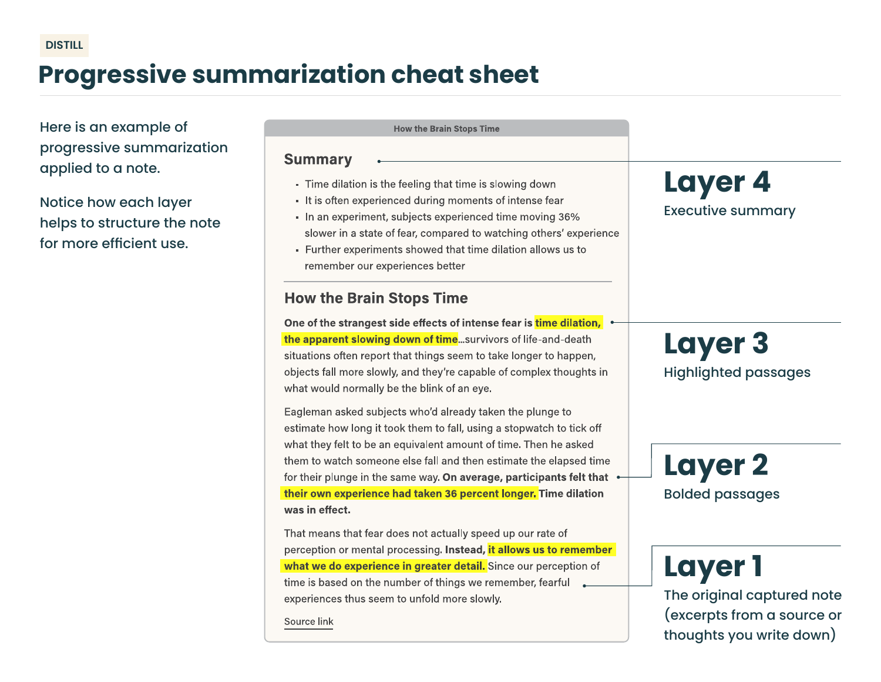DISTILL

# Progressive summarization cheat sheet

Here is an example of progressive summarization applied to a note.

Notice how each layer helps to structure the note for more efficient use.

How the Brain Stops Time

## Summary

- Time dilation is the feeling that time is slowing down
- It is often experienced during moments of intense fear
- In an experiment, subjects experienced time moving 36% slower in a state of fear, compared to watching others' experience
- Further experiments showed that time dilation allows us to remember our experiences better

## How the Brain Stops Time

**One of the strangest side effects of intense fear is time dilation, the apparent slowing down of time**...survivors of life-and-death situations often report that things seem to take longer to happen, objects fall more slowly, and they're capable of complex thoughts in what would normally be the blink of an eye.

Eagleman asked subjects who'd already taken the plunge to estimate how long it took them to fall, using a stopwatch to tick off what they felt to be an equivalent amount of time. Then he asked them to watch someone else fall and then estimate the elapsed time for their plunge in the same way. **On average, participants felt that their own experience had taken 36 percent longer. Time dilation was in effect.**

That means that fear does not actually speed up our rate of perception or mental processing. **Instead, it allows us to remember what we do experience in greater detail.** Since our perception of time is based on the number of things we remember, fearful experiences thus seem to unfold more slowly.

Source link

**Layer 4**
Executive summary

**Layer 3**
Highlighted passages

**Layer 2**
Bolded passages

**Layer 1**
The original captured note (excerpts from a source or thoughts you write down)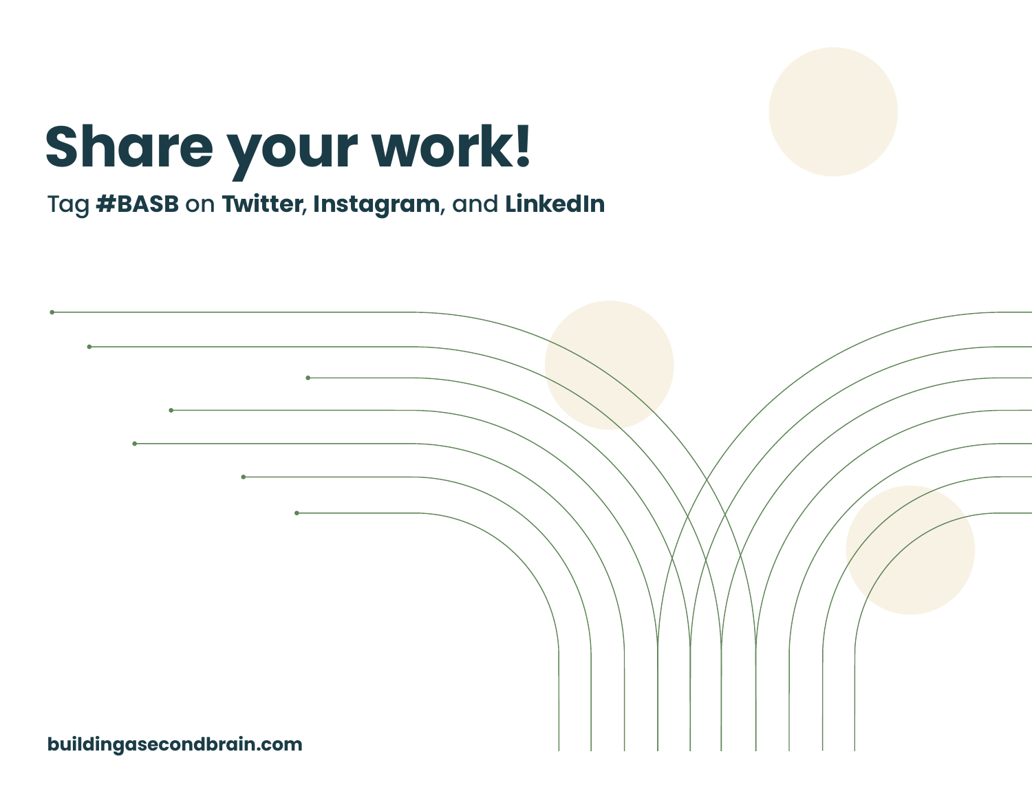# Share your work!

Tag **#BASB** on **Twitter**, **Instagram**, and **LinkedIn**

**buildingasecondbrain.com**